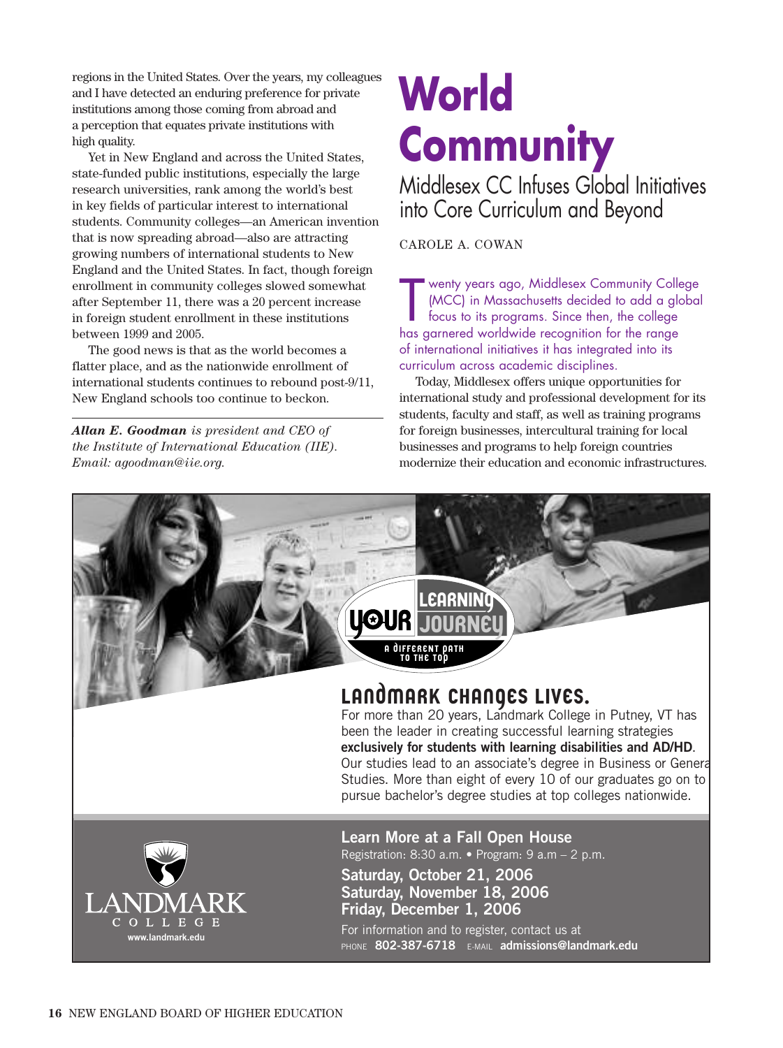regions in the United States. Over the years, my colleagues and I have detected an enduring preference for private institutions among those coming from abroad and a perception that equates private institutions with high quality.

Yet in New England and across the United States, state-funded public institutions, especially the large research universities, rank among the world's best in key fields of particular interest to international students. Community colleges—an American invention that is now spreading abroad—also are attracting growing numbers of international students to New England and the United States. In fact, though foreign enrollment in community colleges slowed somewhat after September 11, there was a 20 percent increase in foreign student enrollment in these institutions between 1999 and 2005.

The good news is that as the world becomes a flatter place, and as the nationwide enrollment of international students continues to rebound post-9/11, New England schools too continue to beckon.

***Allan E. Goodman** is president and CEO of the Institute of International Education (IIE). Email: agoodman@iie.org.*

# World Community

## Middlesex CC Infuses Global Initiatives into Core Curriculum and Beyond

CAROLE A. COWAN

Twenty years ago, Middlesex Community College (MCC) in Massachusetts decided to add a global focus to its programs. Since then, the college has garnered worldwide recognition for the range of international initiatives it has integrated into its curriculum across academic disciplines.

Today, Middlesex offers unique opportunities for international study and professional development for its students, faculty and staff, as well as training programs for foreign businesses, intercultural training for local businesses and programs to help foreign countries modernize their education and economic infrastructures.

YOUR LEARNING JOURNEY

A DIFFERENT PATH TO THE TOP

**LANDMARK CHANGES LIVES.**

For more than 20 years, Landmark College in Putney, VT has been the leader in creating successful learning strategies **exclusively for students with learning disabilities and AD/HD**. Our studies lead to an associate's degree in Business or General Studies. More than eight of every 10 of our graduates go on to pursue bachelor's degree studies at top colleges nationwide.

**Learn More at a Fall Open House**

Registration: 8:30 a.m. • Program: 9 a.m – 2 p.m.

**Saturday, October 21, 2006**
**Saturday, November 18, 2006**
**Friday, December 1, 2006**

For information and to register, contact us at
PHONE **802-387-6718** E-MAIL **admissions@landmark.edu**

LANDMARK COLLEGE
www.landmark.edu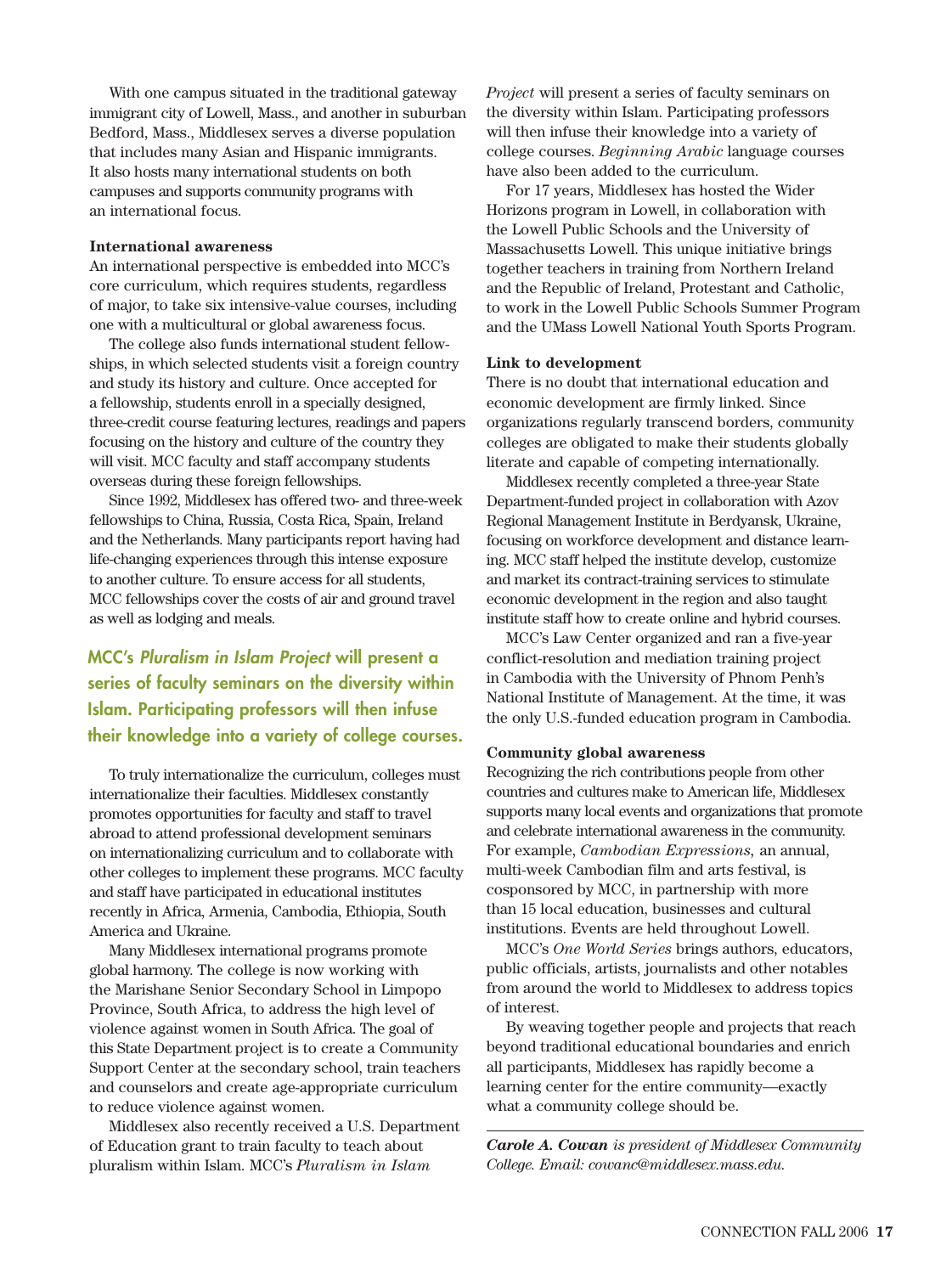With one campus situated in the traditional gateway immigrant city of Lowell, Mass., and another in suburban Bedford, Mass., Middlesex serves a diverse population that includes many Asian and Hispanic immigrants. It also hosts many international students on both campuses and supports community programs with an international focus.

**International awareness**

An international perspective is embedded into MCC's core curriculum, which requires students, regardless of major, to take six intensive-value courses, including one with a multicultural or global awareness focus.

The college also funds international student fellowships, in which selected students visit a foreign country and study its history and culture. Once accepted for a fellowship, students enroll in a specially designed, three-credit course featuring lectures, readings and papers focusing on the history and culture of the country they will visit. MCC faculty and staff accompany students overseas during these foreign fellowships.

Since 1992, Middlesex has offered two- and three-week fellowships to China, Russia, Costa Rica, Spain, Ireland and the Netherlands. Many participants report having had life-changing experiences through this intense exposure to another culture. To ensure access for all students, MCC fellowships cover the costs of air and ground travel as well as lodging and meals.

**MCC's *Pluralism in Islam Project* will present a series of faculty seminars on the diversity within Islam. Participating professors will then infuse their knowledge into a variety of college courses.**

To truly internationalize the curriculum, colleges must internationalize their faculties. Middlesex constantly promotes opportunities for faculty and staff to travel abroad to attend professional development seminars on internationalizing curriculum and to collaborate with other colleges to implement these programs. MCC faculty and staff have participated in educational institutes recently in Africa, Armenia, Cambodia, Ethiopia, South America and Ukraine.

Many Middlesex international programs promote global harmony. The college is now working with the Marishane Senior Secondary School in Limpopo Province, South Africa, to address the high level of violence against women in South Africa. The goal of this State Department project is to create a Community Support Center at the secondary school, train teachers and counselors and create age-appropriate curriculum to reduce violence against women.

Middlesex also recently received a U.S. Department of Education grant to train faculty to teach about pluralism within Islam. MCC's *Pluralism in Islam Project* will present a series of faculty seminars on the diversity within Islam. Participating professors will then infuse their knowledge into a variety of college courses. *Beginning Arabic* language courses have also been added to the curriculum.

For 17 years, Middlesex has hosted the Wider Horizons program in Lowell, in collaboration with the Lowell Public Schools and the University of Massachusetts Lowell. This unique initiative brings together teachers in training from Northern Ireland and the Republic of Ireland, Protestant and Catholic, to work in the Lowell Public Schools Summer Program and the UMass Lowell National Youth Sports Program.

**Link to development**

There is no doubt that international education and economic development are firmly linked. Since organizations regularly transcend borders, community colleges are obligated to make their students globally literate and capable of competing internationally.

Middlesex recently completed a three-year State Department-funded project in collaboration with Azov Regional Management Institute in Berdyansk, Ukraine, focusing on workforce development and distance learning. MCC staff helped the institute develop, customize and market its contract-training services to stimulate economic development in the region and also taught institute staff how to create online and hybrid courses.

MCC's Law Center organized and ran a five-year conflict-resolution and mediation training project in Cambodia with the University of Phnom Penh's National Institute of Management. At the time, it was the only U.S.-funded education program in Cambodia.

**Community global awareness**

Recognizing the rich contributions people from other countries and cultures make to American life, Middlesex supports many local events and organizations that promote and celebrate international awareness in the community. For example, *Cambodian Expressions*, an annual, multi-week Cambodian film and arts festival, is cosponsored by MCC, in partnership with more than 15 local education, businesses and cultural institutions. Events are held throughout Lowell.

MCC's *One World Series* brings authors, educators, public officials, artists, journalists and other notables from around the world to Middlesex to address topics of interest.

By weaving together people and projects that reach beyond traditional educational boundaries and enrich all participants, Middlesex has rapidly become a learning center for the entire community—exactly what a community college should be.

---

***Carole A. Cowan*** *is president of Middlesex Community College. Email: cowanc@middlesex.mass.edu.*